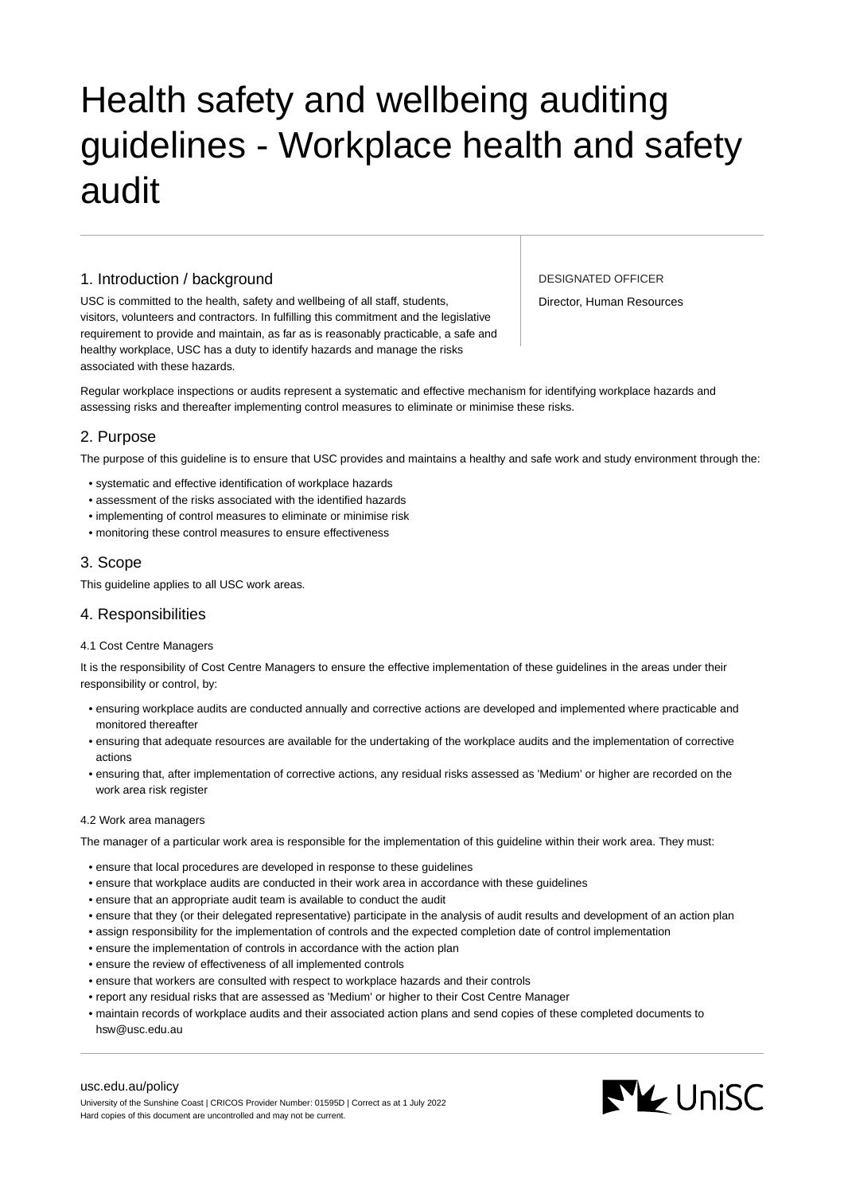# Health safety and wellbeing auditing guidelines - Workplace health and safety audit

DESIGNATED OFFICER

Director, Human Resources

## 1. Introduction / background

USC is committed to the health, safety and wellbeing of all staff, students, visitors, volunteers and contractors. In fulfilling this commitment and the legislative requirement to provide and maintain, as far as is reasonably practicable, a safe and healthy workplace, USC has a duty to identify hazards and manage the risks associated with these hazards.

Regular workplace inspections or audits represent a systematic and effective mechanism for identifying workplace hazards and assessing risks and thereafter implementing control measures to eliminate or minimise these risks.

## 2. Purpose

The purpose of this guideline is to ensure that USC provides and maintains a healthy and safe work and study environment through the:

- systematic and effective identification of workplace hazards
- assessment of the risks associated with the identified hazards
- implementing of control measures to eliminate or minimise risk
- monitoring these control measures to ensure effectiveness

## 3. Scope

This guideline applies to all USC work areas.

## 4. Responsibilities

### 4.1 Cost Centre Managers

It is the responsibility of Cost Centre Managers to ensure the effective implementation of these guidelines in the areas under their responsibility or control, by:

- ensuring workplace audits are conducted annually and corrective actions are developed and implemented where practicable and monitored thereafter
- ensuring that adequate resources are available for the undertaking of the workplace audits and the implementation of corrective actions
- ensuring that, after implementation of corrective actions, any residual risks assessed as 'Medium' or higher are recorded on the work area risk register

### 4.2 Work area managers

The manager of a particular work area is responsible for the implementation of this guideline within their work area. They must:

- ensure that local procedures are developed in response to these guidelines
- ensure that workplace audits are conducted in their work area in accordance with these guidelines
- ensure that an appropriate audit team is available to conduct the audit
- ensure that they (or their delegated representative) participate in the analysis of audit results and development of an action plan
- assign responsibility for the implementation of controls and the expected completion date of control implementation
- ensure the implementation of controls in accordance with the action plan
- ensure the review of effectiveness of all implemented controls
- ensure that workers are consulted with respect to workplace hazards and their controls
- report any residual risks that are assessed as 'Medium' or higher to their Cost Centre Manager
- maintain records of workplace audits and their associated action plans and send copies of these completed documents to hsw@usc.edu.au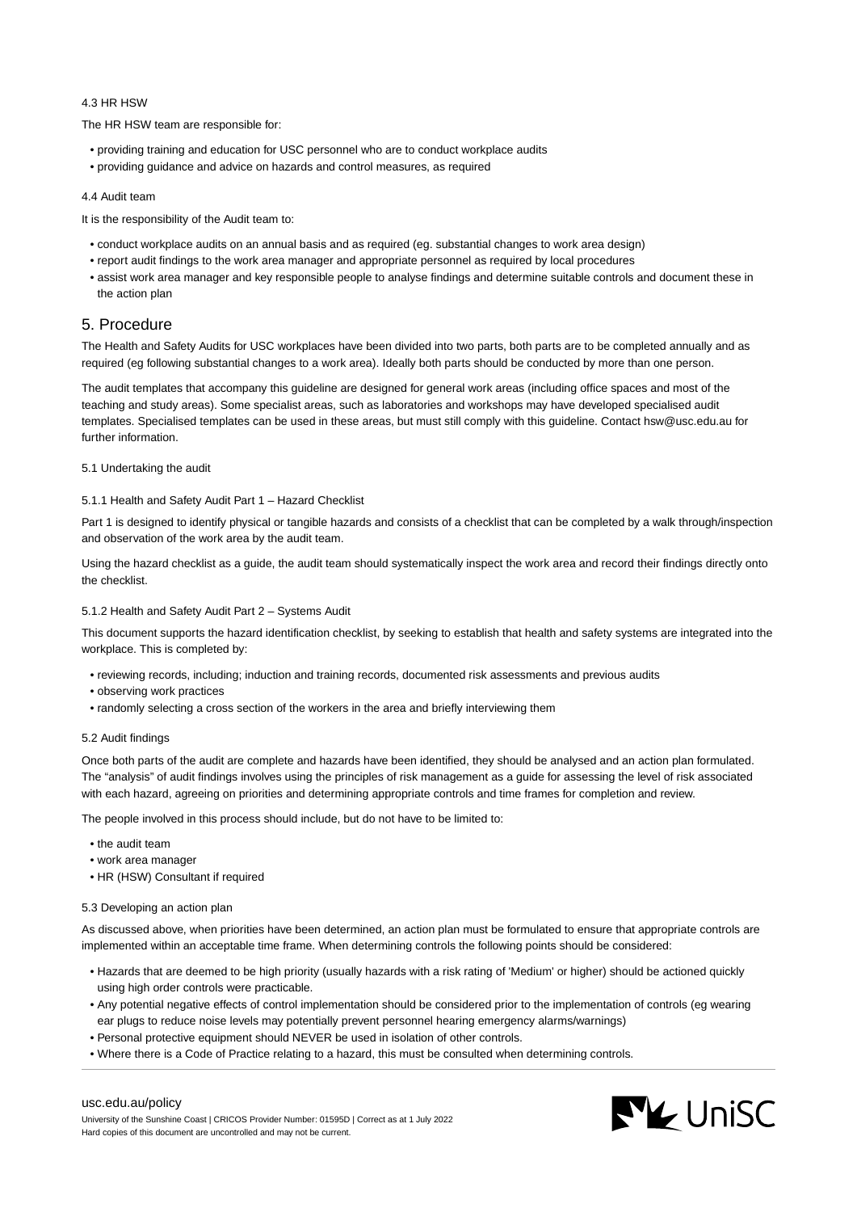#### 4.3 HR HSW

The HR HSW team are responsible for:

- providing training and education for USC personnel who are to conduct workplace audits
- providing guidance and advice on hazards and control measures, as required

#### 4.4 Audit team

It is the responsibility of the Audit team to:

- conduct workplace audits on an annual basis and as required (eg. substantial changes to work area design)
- report audit findings to the work area manager and appropriate personnel as required by local procedures
- assist work area manager and key responsible people to analyse findings and determine suitable controls and document these in the action plan

## 5. Procedure

The Health and Safety Audits for USC workplaces have been divided into two parts, both parts are to be completed annually and as required (eg following substantial changes to a work area). Ideally both parts should be conducted by more than one person.

The audit templates that accompany this guideline are designed for general work areas (including office spaces and most of the teaching and study areas). Some specialist areas, such as laboratories and workshops may have developed specialised audit templates. Specialised templates can be used in these areas, but must still comply with this guideline. Contact hsw@usc.edu.au for further information.

#### 5.1 Undertaking the audit

##### 5.1.1 Health and Safety Audit Part 1 – Hazard Checklist

Part 1 is designed to identify physical or tangible hazards and consists of a checklist that can be completed by a walk through/inspection and observation of the work area by the audit team.

Using the hazard checklist as a guide, the audit team should systematically inspect the work area and record their findings directly onto the checklist.

##### 5.1.2 Health and Safety Audit Part 2 – Systems Audit

This document supports the hazard identification checklist, by seeking to establish that health and safety systems are integrated into the workplace. This is completed by:

- reviewing records, including; induction and training records, documented risk assessments and previous audits
- observing work practices
- randomly selecting a cross section of the workers in the area and briefly interviewing them

#### 5.2 Audit findings

Once both parts of the audit are complete and hazards have been identified, they should be analysed and an action plan formulated. The "analysis" of audit findings involves using the principles of risk management as a guide for assessing the level of risk associated with each hazard, agreeing on priorities and determining appropriate controls and time frames for completion and review.

The people involved in this process should include, but do not have to be limited to:

- the audit team
- work area manager
- HR (HSW) Consultant if required

#### 5.3 Developing an action plan

As discussed above, when priorities have been determined, an action plan must be formulated to ensure that appropriate controls are implemented within an acceptable time frame. When determining controls the following points should be considered:

- Hazards that are deemed to be high priority (usually hazards with a risk rating of 'Medium' or higher) should be actioned quickly using high order controls were practicable.
- Any potential negative effects of control implementation should be considered prior to the implementation of controls (eg wearing ear plugs to reduce noise levels may potentially prevent personnel hearing emergency alarms/warnings)
- Personal protective equipment should NEVER be used in isolation of other controls.
- Where there is a Code of Practice relating to a hazard, this must be consulted when determining controls.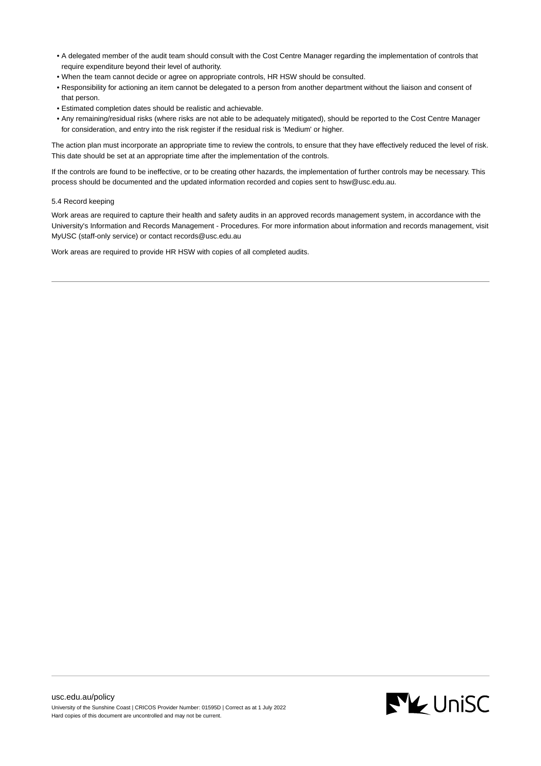- A delegated member of the audit team should consult with the Cost Centre Manager regarding the implementation of controls that require expenditure beyond their level of authority.
- When the team cannot decide or agree on appropriate controls, HR HSW should be consulted.
- Responsibility for actioning an item cannot be delegated to a person from another department without the liaison and consent of that person.
- Estimated completion dates should be realistic and achievable.
- Any remaining/residual risks (where risks are not able to be adequately mitigated), should be reported to the Cost Centre Manager for consideration, and entry into the risk register if the residual risk is 'Medium' or higher.

The action plan must incorporate an appropriate time to review the controls, to ensure that they have effectively reduced the level of risk. This date should be set at an appropriate time after the implementation of the controls.

If the controls are found to be ineffective, or to be creating other hazards, the implementation of further controls may be necessary. This process should be documented and the updated information recorded and copies sent to hsw@usc.edu.au.

5.4 Record keeping

Work areas are required to capture their health and safety audits in an approved records management system, in accordance with the University's Information and Records Management - Procedures. For more information about information and records management, visit MyUSC (staff-only service) or contact records@usc.edu.au

Work areas are required to provide HR HSW with copies of all completed audits.